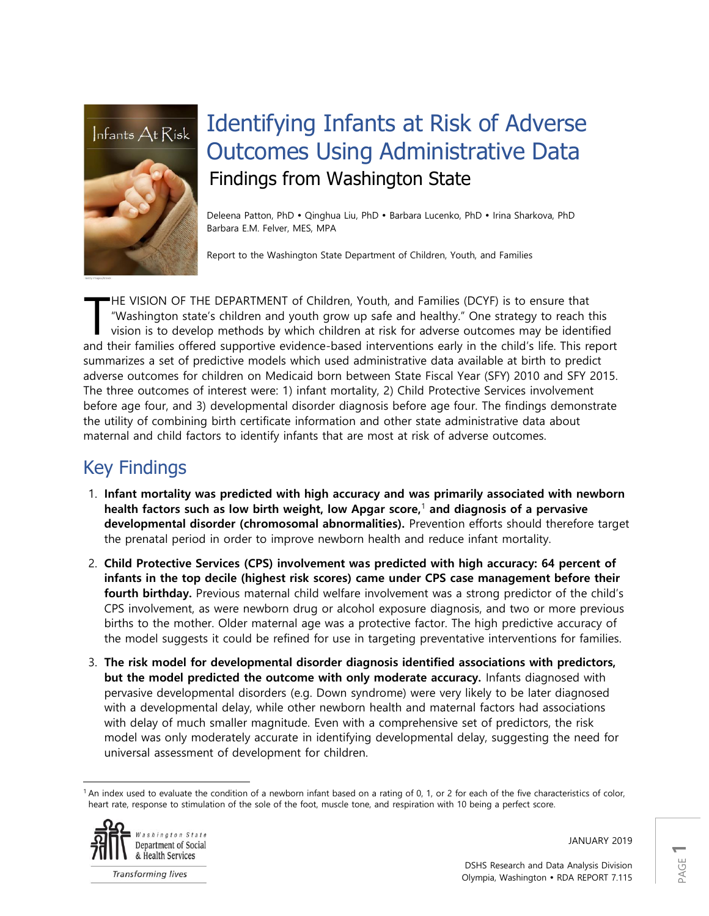# Identifying Infants at Risk of Adverse Outcomes Using Administrative Data

## Findings from Washington State

Deleena Patton, PhD • Qinghua Liu, PhD • Barbara Lucenko, PhD • Irina Sharkova, PhD
Barbara E.M. Felver, MES, MPA

Report to the Washington State Department of Children, Youth, and Families

THE VISION OF THE DEPARTMENT of Children, Youth, and Families (DCYF) is to ensure that "Washington state's children and youth grow up safe and healthy." One strategy to reach this vision is to develop methods by which children at risk for adverse outcomes may be identified and their families offered supportive evidence-based interventions early in the child's life. This report summarizes a set of predictive models which used administrative data available at birth to predict adverse outcomes for children on Medicaid born between State Fiscal Year (SFY) 2010 and SFY 2015. The three outcomes of interest were: 1) infant mortality, 2) Child Protective Services involvement before age four, and 3) developmental disorder diagnosis before age four. The findings demonstrate the utility of combining birth certificate information and other state administrative data about maternal and child factors to identify infants that are most at risk of adverse outcomes.

## Key Findings

1. **Infant mortality was predicted with high accuracy and was primarily associated with newborn health factors such as low birth weight, low Apgar score,[1] and diagnosis of a pervasive developmental disorder (chromosomal abnormalities).** Prevention efforts should therefore target the prenatal period in order to improve newborn health and reduce infant mortality.
2. **Child Protective Services (CPS) involvement was predicted with high accuracy: 64 percent of infants in the top decile (highest risk scores) came under CPS case management before their fourth birthday.** Previous maternal child welfare involvement was a strong predictor of the child's CPS involvement, as were newborn drug or alcohol exposure diagnosis, and two or more previous births to the mother. Older maternal age was a protective factor. The high predictive accuracy of the model suggests it could be refined for use in targeting preventative interventions for families.
3. **The risk model for developmental disorder diagnosis identified associations with predictors, but the model predicted the outcome with only moderate accuracy.** Infants diagnosed with pervasive developmental disorders (e.g. Down syndrome) were very likely to be later diagnosed with a developmental delay, while other newborn health and maternal factors had associations with delay of much smaller magnitude. Even with a comprehensive set of predictors, the risk model was only moderately accurate in identifying developmental delay, suggesting the need for universal assessment of development for children.

[1] An index used to evaluate the condition of a newborn infant based on a rating of 0, 1, or 2 for each of the five characteristics of color, heart rate, response to stimulation of the sole of the foot, muscle tone, and respiration with 10 being a perfect score.

JANUARY 2019

DSHS Research and Data Analysis Division
Olympia, Washington • RDA REPORT 7.115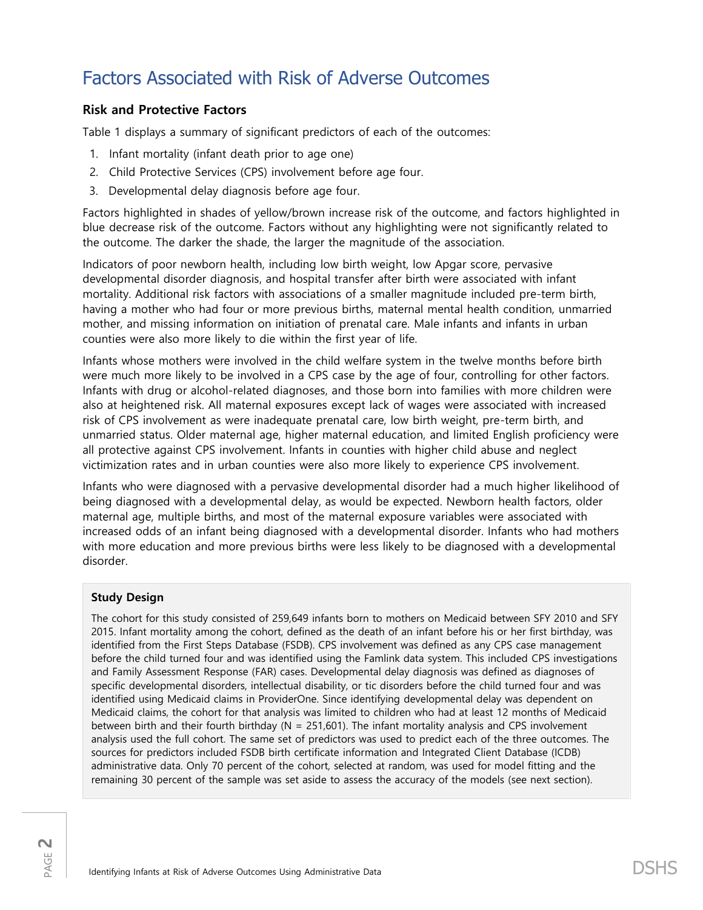# Factors Associated with Risk of Adverse Outcomes

### Risk and Protective Factors

Table 1 displays a summary of significant predictors of each of the outcomes:

1. Infant mortality (infant death prior to age one)
2. Child Protective Services (CPS) involvement before age four.
3. Developmental delay diagnosis before age four.

Factors highlighted in shades of yellow/brown increase risk of the outcome, and factors highlighted in blue decrease risk of the outcome. Factors without any highlighting were not significantly related to the outcome. The darker the shade, the larger the magnitude of the association.

Indicators of poor newborn health, including low birth weight, low Apgar score, pervasive developmental disorder diagnosis, and hospital transfer after birth were associated with infant mortality. Additional risk factors with associations of a smaller magnitude included pre-term birth, having a mother who had four or more previous births, maternal mental health condition, unmarried mother, and missing information on initiation of prenatal care. Male infants and infants in urban counties were also more likely to die within the first year of life.

Infants whose mothers were involved in the child welfare system in the twelve months before birth were much more likely to be involved in a CPS case by the age of four, controlling for other factors. Infants with drug or alcohol-related diagnoses, and those born into families with more children were also at heightened risk. All maternal exposures except lack of wages were associated with increased risk of CPS involvement as were inadequate prenatal care, low birth weight, pre-term birth, and unmarried status. Older maternal age, higher maternal education, and limited English proficiency were all protective against CPS involvement. Infants in counties with higher child abuse and neglect victimization rates and in urban counties were also more likely to experience CPS involvement.

Infants who were diagnosed with a pervasive developmental disorder had a much higher likelihood of being diagnosed with a developmental delay, as would be expected. Newborn health factors, older maternal age, multiple births, and most of the maternal exposure variables were associated with increased odds of an infant being diagnosed with a developmental disorder. Infants who had mothers with more education and more previous births were less likely to be diagnosed with a developmental disorder.

**Study Design**

The cohort for this study consisted of 259,649 infants born to mothers on Medicaid between SFY 2010 and SFY 2015. Infant mortality among the cohort, defined as the death of an infant before his or her first birthday, was identified from the First Steps Database (FSDB). CPS involvement was defined as any CPS case management before the child turned four and was identified using the Famlink data system. This included CPS investigations and Family Assessment Response (FAR) cases. Developmental delay diagnosis was defined as diagnoses of specific developmental disorders, intellectual disability, or tic disorders before the child turned four and was identified using Medicaid claims in ProviderOne. Since identifying developmental delay was dependent on Medicaid claims, the cohort for that analysis was limited to children who had at least 12 months of Medicaid between birth and their fourth birthday (N = 251,601). The infant mortality analysis and CPS involvement analysis used the full cohort. The same set of predictors was used to predict each of the three outcomes. The sources for predictors included FSDB birth certificate information and Integrated Client Database (ICDB) administrative data. Only 70 percent of the cohort, selected at random, was used for model fitting and the remaining 30 percent of the sample was set aside to assess the accuracy of the models (see next section).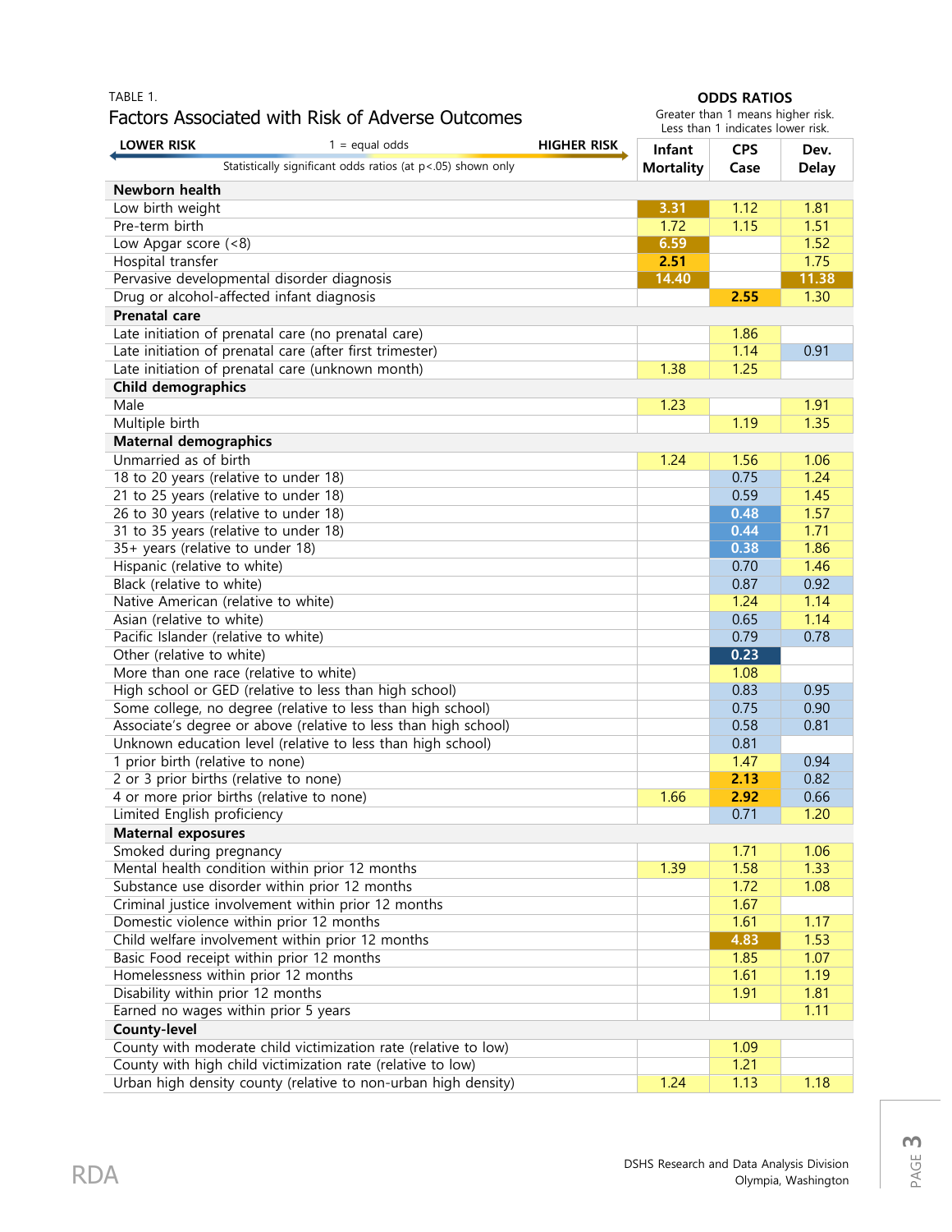TABLE 1.

## Factors Associated with Risk of Adverse Outcomes

**ODDS RATIOS**
Greater than 1 means higher risk.
Less than 1 indicates lower risk.

**LOWER RISK** — 1 = equal odds — **HIGHER RISK**

Statistically significant odds ratios (at p<.05) shown only

| | Infant Mortality | CPS Case | Dev. Delay |
|---|---|---|---|
| **Newborn health** | | | |
| Low birth weight | 3.31 | 1.12 | 1.81 |
| Pre-term birth | 1.72 | 1.15 | 1.51 |
| Low Apgar score (<8) | 6.59 | | 1.52 |
| Hospital transfer | 2.51 | | 1.75 |
| Pervasive developmental disorder diagnosis | 14.40 | | 11.38 |
| Drug or alcohol-affected infant diagnosis | | 2.55 | 1.30 |
| **Prenatal care** | | | |
| Late initiation of prenatal care (no prenatal care) | | 1.86 | |
| Late initiation of prenatal care (after first trimester) | | 1.14 | 0.91 |
| Late initiation of prenatal care (unknown month) | 1.38 | 1.25 | |
| **Child demographics** | | | |
| Male | 1.23 | | 1.91 |
| Multiple birth | | 1.19 | 1.35 |
| **Maternal demographics** | | | |
| Unmarried as of birth | 1.24 | 1.56 | 1.06 |
| 18 to 20 years (relative to under 18) | | 0.75 | 1.24 |
| 21 to 25 years (relative to under 18) | | 0.59 | 1.45 |
| 26 to 30 years (relative to under 18) | | 0.48 | 1.57 |
| 31 to 35 years (relative to under 18) | | 0.44 | 1.71 |
| 35+ years (relative to under 18) | | 0.38 | 1.86 |
| Hispanic (relative to white) | | 0.70 | 1.46 |
| Black (relative to white) | | 0.87 | 0.92 |
| Native American (relative to white) | | 1.24 | 1.14 |
| Asian (relative to white) | | 0.65 | 1.14 |
| Pacific Islander (relative to white) | | 0.79 | 0.78 |
| Other (relative to white) | | 0.23 | |
| More than one race (relative to white) | | 1.08 | |
| High school or GED (relative to less than high school) | | 0.83 | 0.95 |
| Some college, no degree (relative to less than high school) | | 0.75 | 0.90 |
| Associate's degree or above (relative to less than high school) | | 0.58 | 0.81 |
| Unknown education level (relative to less than high school) | | 0.81 | |
| 1 prior birth (relative to none) | | 1.47 | 0.94 |
| 2 or 3 prior births (relative to none) | | 2.13 | 0.82 |
| 4 or more prior births (relative to none) | 1.66 | 2.92 | 0.66 |
| Limited English proficiency | | 0.71 | 1.20 |
| **Maternal exposures** | | | |
| Smoked during pregnancy | | 1.71 | 1.06 |
| Mental health condition within prior 12 months | 1.39 | 1.58 | 1.33 |
| Substance use disorder within prior 12 months | | 1.72 | 1.08 |
| Criminal justice involvement within prior 12 months | | 1.67 | |
| Domestic violence within prior 12 months | | 1.61 | 1.17 |
| Child welfare involvement within prior 12 months | | 4.83 | 1.53 |
| Basic Food receipt within prior 12 months | | 1.85 | 1.07 |
| Homelessness within prior 12 months | | 1.61 | 1.19 |
| Disability within prior 12 months | | 1.91 | 1.81 |
| Earned no wages within prior 5 years | | | 1.11 |
| **County-level** | | | |
| County with moderate child victimization rate (relative to low) | | 1.09 | |
| County with high child victimization rate (relative to low) | | 1.21 | |
| Urban high density county (relative to non-urban high density) | 1.24 | 1.13 | 1.18 |

DSHS Research and Data Analysis Division
Olympia, Washington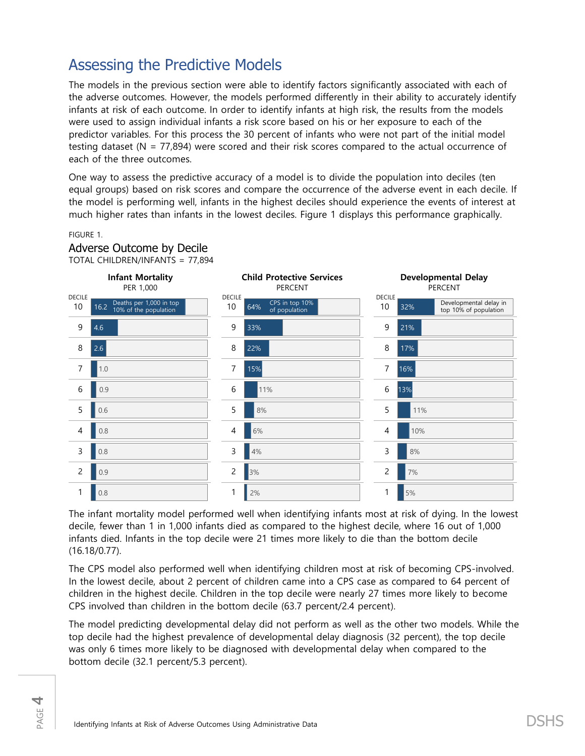# Assessing the Predictive Models

The models in the previous section were able to identify factors significantly associated with each of the adverse outcomes. However, the models performed differently in their ability to accurately identify infants at risk of each outcome. In order to identify infants at high risk, the results from the models were used to assign individual infants a risk score based on his or her exposure to each of the predictor variables. For this process the 30 percent of infants who were not part of the initial model testing dataset (N = 77,894) were scored and their risk scores compared to the actual occurrence of each of the three outcomes.

One way to assess the predictive accuracy of a model is to divide the population into deciles (ten equal groups) based on risk scores and compare the occurrence of the adverse event in each decile. If the model is performing well, infants in the highest deciles should experience the events of interest at much higher rates than infants in the lowest deciles. Figure 1 displays this performance graphically.

FIGURE 1.

## Adverse Outcome by Decile

TOTAL CHILDREN/INFANTS = 77,894

| DECILE | Infant Mortality PER 1,000 | Child Protective Services PERCENT | Developmental Delay PERCENT |
|---|---|---|---|
| 10 | 16.2 Deaths per 1,000 in top 10% of the population | 64% CPS in top 10% of population | 32% Developmental delay in top 10% of population |
| 9 | 4.6 | 33% | 21% |
| 8 | 2.6 | 22% | 17% |
| 7 | 1.0 | 15% | 16% |
| 6 | 0.9 | 11% | 13% |
| 5 | 0.6 | 8% | 11% |
| 4 | 0.8 | 6% | 10% |
| 3 | 0.8 | 4% | 8% |
| 2 | 0.9 | 3% | 7% |
| 1 | 0.8 | 2% | 5% |

The infant mortality model performed well when identifying infants most at risk of dying. In the lowest decile, fewer than 1 in 1,000 infants died as compared to the highest decile, where 16 out of 1,000 infants died. Infants in the top decile were 21 times more likely to die than the bottom decile (16.18/0.77).

The CPS model also performed well when identifying children most at risk of becoming CPS-involved. In the lowest decile, about 2 percent of children came into a CPS case as compared to 64 percent of children in the highest decile. Children in the top decile were nearly 27 times more likely to become CPS involved than children in the bottom decile (63.7 percent/2.4 percent).

The model predicting developmental delay did not perform as well as the other two models. While the top decile had the highest prevalence of developmental delay diagnosis (32 percent), the top decile was only 6 times more likely to be diagnosed with developmental delay when compared to the bottom decile (32.1 percent/5.3 percent).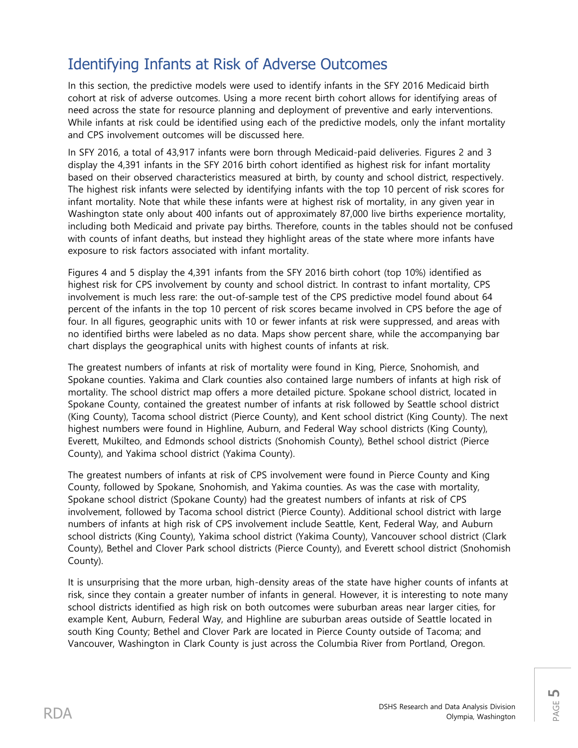## Identifying Infants at Risk of Adverse Outcomes

In this section, the predictive models were used to identify infants in the SFY 2016 Medicaid birth cohort at risk of adverse outcomes. Using a more recent birth cohort allows for identifying areas of need across the state for resource planning and deployment of preventive and early interventions. While infants at risk could be identified using each of the predictive models, only the infant mortality and CPS involvement outcomes will be discussed here.

In SFY 2016, a total of 43,917 infants were born through Medicaid-paid deliveries. Figures 2 and 3 display the 4,391 infants in the SFY 2016 birth cohort identified as highest risk for infant mortality based on their observed characteristics measured at birth, by county and school district, respectively. The highest risk infants were selected by identifying infants with the top 10 percent of risk scores for infant mortality. Note that while these infants were at highest risk of mortality, in any given year in Washington state only about 400 infants out of approximately 87,000 live births experience mortality, including both Medicaid and private pay births. Therefore, counts in the tables should not be confused with counts of infant deaths, but instead they highlight areas of the state where more infants have exposure to risk factors associated with infant mortality.

Figures 4 and 5 display the 4,391 infants from the SFY 2016 birth cohort (top 10%) identified as highest risk for CPS involvement by county and school district. In contrast to infant mortality, CPS involvement is much less rare: the out-of-sample test of the CPS predictive model found about 64 percent of the infants in the top 10 percent of risk scores became involved in CPS before the age of four. In all figures, geographic units with 10 or fewer infants at risk were suppressed, and areas with no identified births were labeled as no data. Maps show percent share, while the accompanying bar chart displays the geographical units with highest counts of infants at risk.

The greatest numbers of infants at risk of mortality were found in King, Pierce, Snohomish, and Spokane counties. Yakima and Clark counties also contained large numbers of infants at high risk of mortality. The school district map offers a more detailed picture. Spokane school district, located in Spokane County, contained the greatest number of infants at risk followed by Seattle school district (King County), Tacoma school district (Pierce County), and Kent school district (King County). The next highest numbers were found in Highline, Auburn, and Federal Way school districts (King County), Everett, Mukilteo, and Edmonds school districts (Snohomish County), Bethel school district (Pierce County), and Yakima school district (Yakima County).

The greatest numbers of infants at risk of CPS involvement were found in Pierce County and King County, followed by Spokane, Snohomish, and Yakima counties. As was the case with mortality, Spokane school district (Spokane County) had the greatest numbers of infants at risk of CPS involvement, followed by Tacoma school district (Pierce County). Additional school district with large numbers of infants at high risk of CPS involvement include Seattle, Kent, Federal Way, and Auburn school districts (King County), Yakima school district (Yakima County), Vancouver school district (Clark County), Bethel and Clover Park school districts (Pierce County), and Everett school district (Snohomish County).

It is unsurprising that the more urban, high-density areas of the state have higher counts of infants at risk, since they contain a greater number of infants in general. However, it is interesting to note many school districts identified as high risk on both outcomes were suburban areas near larger cities, for example Kent, Auburn, Federal Way, and Highline are suburban areas outside of Seattle located in south King County; Bethel and Clover Park are located in Pierce County outside of Tacoma; and Vancouver, Washington in Clark County is just across the Columbia River from Portland, Oregon.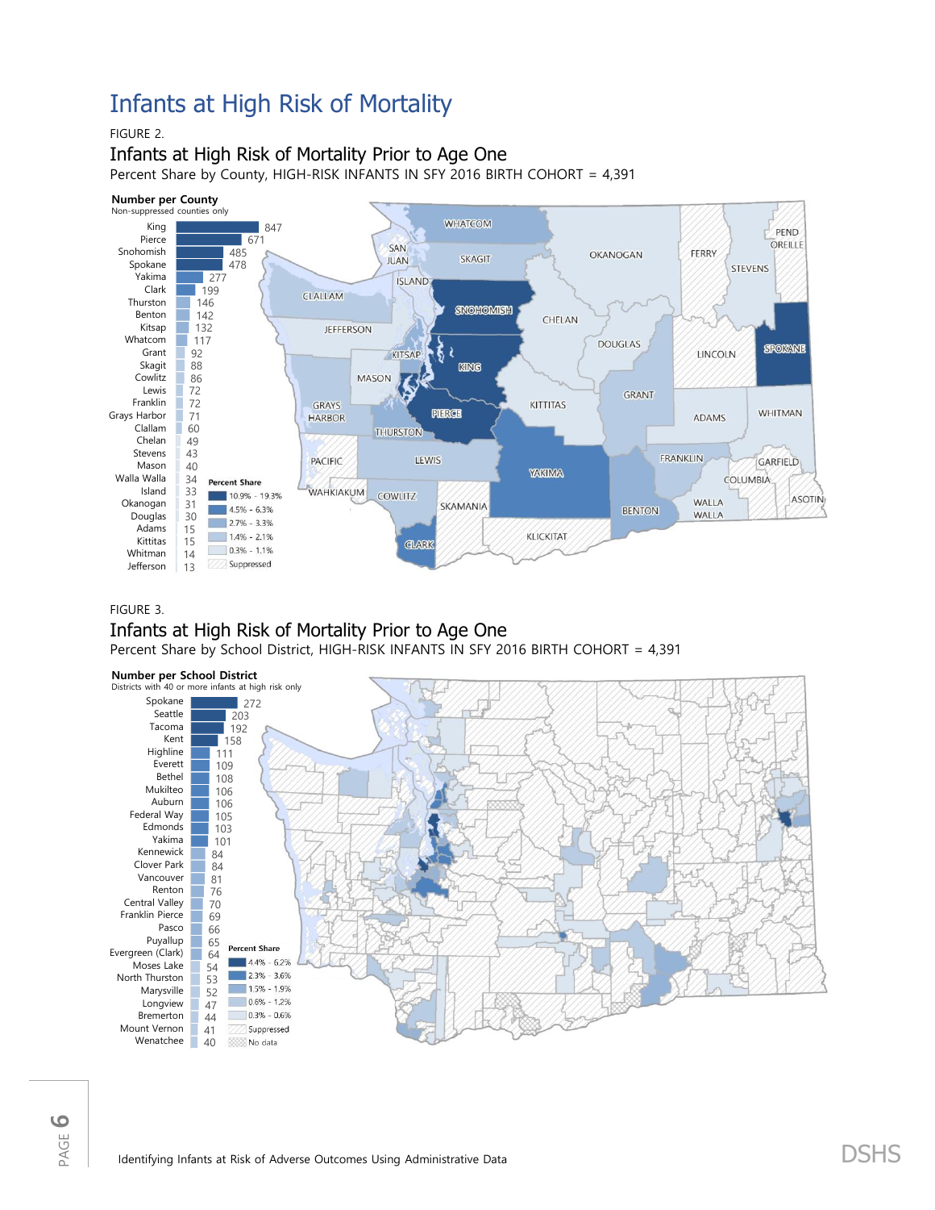# Infants at High Risk of Mortality

FIGURE 2.

## Infants at High Risk of Mortality Prior to Age One

Percent Share by County, HIGH-RISK INFANTS IN SFY 2016 BIRTH COHORT = 4,391

**Number per County**
Non-suppressed counties only

| County | Number |
|---|---|
| King | 847 |
| Pierce | 671 |
| Snohomish | 485 |
| Spokane | 478 |
| Yakima | 277 |
| Clark | 199 |
| Thurston | 146 |
| Benton | 142 |
| Kitsap | 132 |
| Whatcom | 117 |
| Grant | 92 |
| Skagit | 88 |
| Cowlitz | 86 |
| Lewis | 72 |
| Franklin | 72 |
| Grays Harbor | 71 |
| Clallam | 60 |
| Chelan | 49 |
| Stevens | 43 |
| Mason | 40 |
| Walla Walla | 34 |
| Island | 33 |
| Okanogan | 31 |
| Douglas | 30 |
| Adams | 15 |
| Kittitas | 15 |
| Whitman | 14 |
| Jefferson | 13 |

**Percent Share**
- 10.9% - 19.3%
- 4.5% - 6.3%
- 2.7% - 3.3%
- 1.4% - 2.1%
- 0.3% - 1.1%
- Suppressed

FIGURE 3.

## Infants at High Risk of Mortality Prior to Age One

Percent Share by School District, HIGH-RISK INFANTS IN SFY 2016 BIRTH COHORT = 4,391

**Number per School District**
Districts with 40 or more infants at high risk only

| School District | Number |
|---|---|
| Spokane | 272 |
| Seattle | 203 |
| Tacoma | 192 |
| Kent | 158 |
| Highline | 111 |
| Everett | 109 |
| Bethel | 108 |
| Mukilteo | 106 |
| Auburn | 106 |
| Federal Way | 105 |
| Edmonds | 103 |
| Yakima | 101 |
| Kennewick | 84 |
| Clover Park | 84 |
| Vancouver | 81 |
| Renton | 76 |
| Central Valley | 70 |
| Franklin Pierce | 69 |
| Pasco | 66 |
| Puyallup | 65 |
| Evergreen (Clark) | 64 |
| Moses Lake | 54 |
| North Thurston | 53 |
| Marysville | 52 |
| Longview | 47 |
| Bremerton | 44 |
| Mount Vernon | 41 |
| Wenatchee | 40 |

**Percent Share**
- 4.4% - 6.2%
- 2.3% - 3.6%
- 1.5% - 1.9%
- 0.6% - 1.2%
- 0.3% - 0.6%
- Suppressed
- No data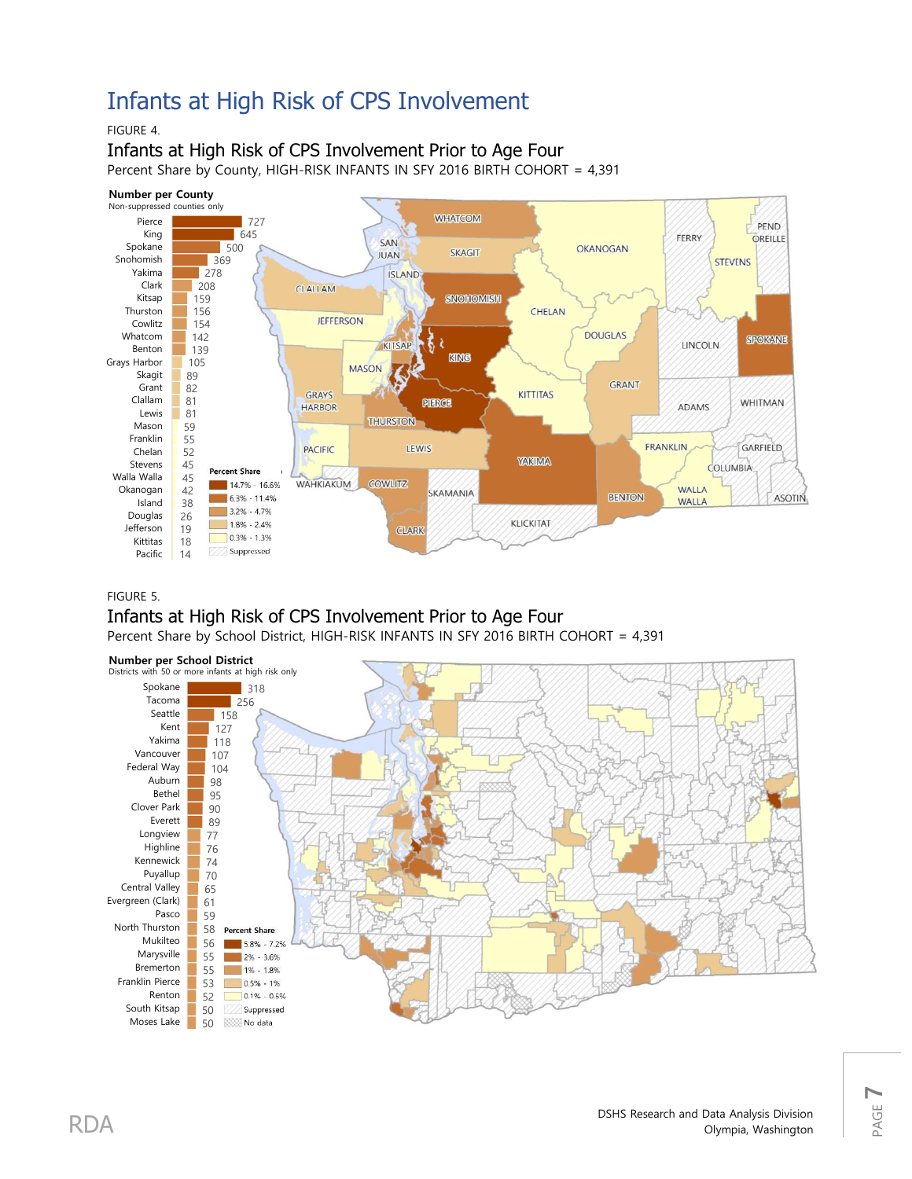# Infants at High Risk of CPS Involvement

FIGURE 4.

## Infants at High Risk of CPS Involvement Prior to Age Four

Percent Share by County, HIGH-RISK INFANTS IN SFY 2016 BIRTH COHORT = 4,391

**Number per County**
Non-suppressed counties only

| County | Number |
|---|---|
| Pierce | 727 |
| King | 645 |
| Spokane | 500 |
| Snohomish | 369 |
| Yakima | 278 |
| Clark | 208 |
| Kitsap | 159 |
| Thurston | 156 |
| Cowlitz | 154 |
| Whatcom | 142 |
| Benton | 139 |
| Grays Harbor | 105 |
| Skagit | 89 |
| Grant | 82 |
| Clallam | 81 |
| Lewis | 81 |
| Mason | 59 |
| Franklin | 55 |
| Chelan | 52 |
| Stevens | 45 |
| Walla Walla | 45 |
| Okanogan | 42 |
| Island | 38 |
| Douglas | 26 |
| Jefferson | 19 |
| Kittitas | 18 |
| Pacific | 14 |

**Percent Share**
- 14.7% - 16.6%
- 6.3% - 11.4%
- 3.2% - 4.7%
- 1.8% - 2.4%
- 0.3% - 1.3%
- Suppressed

FIGURE 5.

## Infants at High Risk of CPS Involvement Prior to Age Four

Percent Share by School District, HIGH-RISK INFANTS IN SFY 2016 BIRTH COHORT = 4,391

**Number per School District**
Districts with 50 or more infants at high risk only

| School District | Number |
|---|---|
| Spokane | 318 |
| Tacoma | 256 |
| Seattle | 158 |
| Kent | 127 |
| Yakima | 118 |
| Vancouver | 107 |
| Federal Way | 104 |
| Auburn | 98 |
| Bethel | 95 |
| Clover Park | 90 |
| Everett | 89 |
| Longview | 77 |
| Highline | 76 |
| Kennewick | 74 |
| Puyallup | 70 |
| Central Valley | 65 |
| Evergreen (Clark) | 61 |
| Pasco | 59 |
| North Thurston | 58 |
| Mukilteo | 56 |
| Marysville | 55 |
| Bremerton | 55 |
| Franklin Pierce | 53 |
| Renton | 52 |
| South Kitsap | 50 |
| Moses Lake | 50 |

**Percent Share**
- 5.8% - 7.2%
- 2% - 3.6%
- 1% - 1.8%
- 0.5% - 1%
- 0.1% - 0.5%
- Suppressed
- No data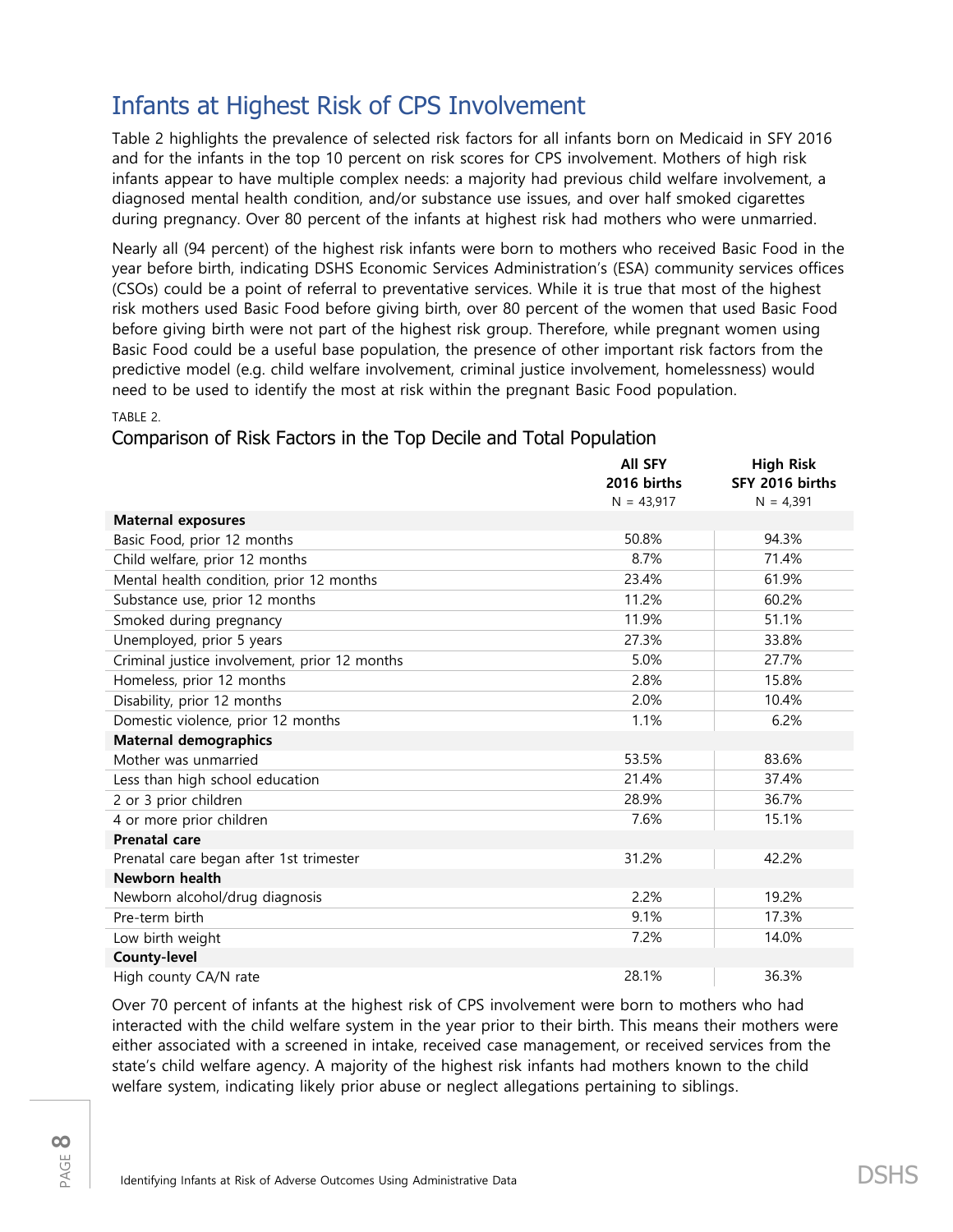## Infants at Highest Risk of CPS Involvement

Table 2 highlights the prevalence of selected risk factors for all infants born on Medicaid in SFY 2016 and for the infants in the top 10 percent on risk scores for CPS involvement. Mothers of high risk infants appear to have multiple complex needs: a majority had previous child welfare involvement, a diagnosed mental health condition, and/or substance use issues, and over half smoked cigarettes during pregnancy. Over 80 percent of the infants at highest risk had mothers who were unmarried.

Nearly all (94 percent) of the highest risk infants were born to mothers who received Basic Food in the year before birth, indicating DSHS Economic Services Administration's (ESA) community services offices (CSOs) could be a point of referral to preventative services. While it is true that most of the highest risk mothers used Basic Food before giving birth, over 80 percent of the women that used Basic Food before giving birth were not part of the highest risk group. Therefore, while pregnant women using Basic Food could be a useful base population, the presence of other important risk factors from the predictive model (e.g. child welfare involvement, criminal justice involvement, homelessness) would need to be used to identify the most at risk within the pregnant Basic Food population.

TABLE 2.

### Comparison of Risk Factors in the Top Decile and Total Population

| | **All SFY 2016 births** N = 43,917 | **High Risk SFY 2016 births** N = 4,391 |
|---|---|---|
| **Maternal exposures** | | |
| Basic Food, prior 12 months | 50.8% | 94.3% |
| Child welfare, prior 12 months | 8.7% | 71.4% |
| Mental health condition, prior 12 months | 23.4% | 61.9% |
| Substance use, prior 12 months | 11.2% | 60.2% |
| Smoked during pregnancy | 11.9% | 51.1% |
| Unemployed, prior 5 years | 27.3% | 33.8% |
| Criminal justice involvement, prior 12 months | 5.0% | 27.7% |
| Homeless, prior 12 months | 2.8% | 15.8% |
| Disability, prior 12 months | 2.0% | 10.4% |
| Domestic violence, prior 12 months | 1.1% | 6.2% |
| **Maternal demographics** | | |
| Mother was unmarried | 53.5% | 83.6% |
| Less than high school education | 21.4% | 37.4% |
| 2 or 3 prior children | 28.9% | 36.7% |
| 4 or more prior children | 7.6% | 15.1% |
| **Prenatal care** | | |
| Prenatal care began after 1st trimester | 31.2% | 42.2% |
| **Newborn health** | | |
| Newborn alcohol/drug diagnosis | 2.2% | 19.2% |
| Pre-term birth | 9.1% | 17.3% |
| Low birth weight | 7.2% | 14.0% |
| **County-level** | | |
| High county CA/N rate | 28.1% | 36.3% |

Over 70 percent of infants at the highest risk of CPS involvement were born to mothers who had interacted with the child welfare system in the year prior to their birth. This means their mothers were either associated with a screened in intake, received case management, or received services from the state's child welfare agency. A majority of the highest risk infants had mothers known to the child welfare system, indicating likely prior abuse or neglect allegations pertaining to siblings.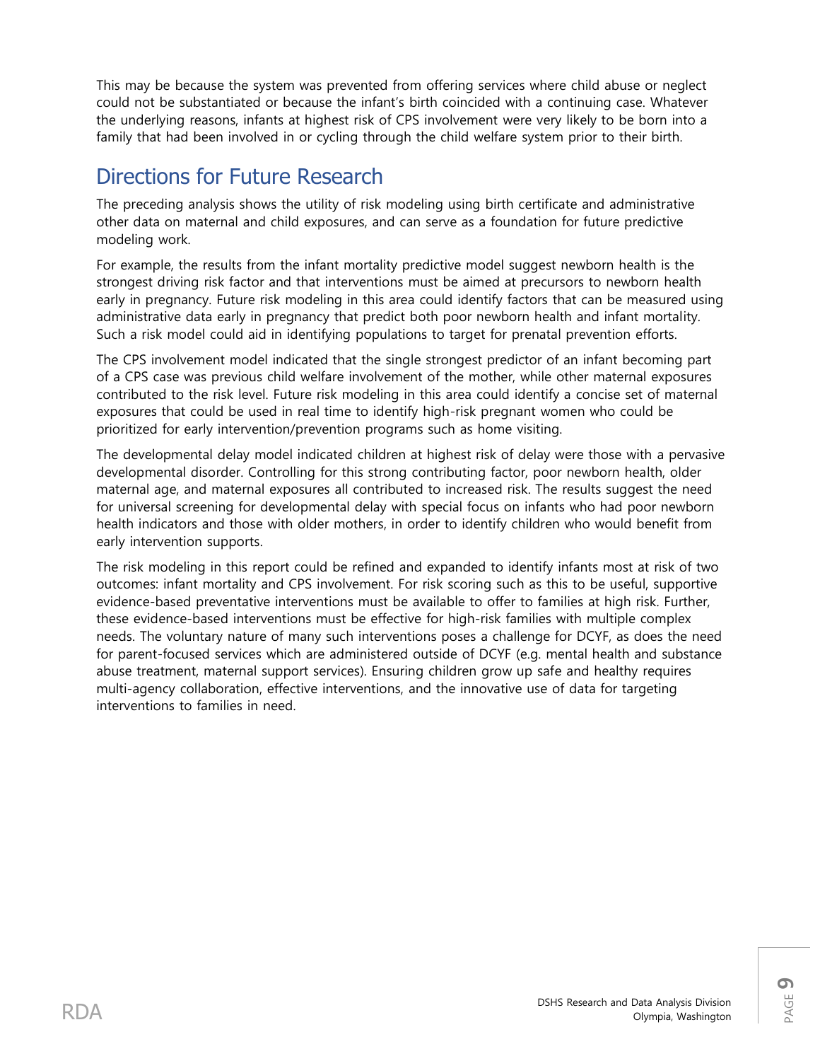This may be because the system was prevented from offering services where child abuse or neglect could not be substantiated or because the infant's birth coincided with a continuing case. Whatever the underlying reasons, infants at highest risk of CPS involvement were very likely to be born into a family that had been involved in or cycling through the child welfare system prior to their birth.

## Directions for Future Research

The preceding analysis shows the utility of risk modeling using birth certificate and administrative other data on maternal and child exposures, and can serve as a foundation for future predictive modeling work.

For example, the results from the infant mortality predictive model suggest newborn health is the strongest driving risk factor and that interventions must be aimed at precursors to newborn health early in pregnancy. Future risk modeling in this area could identify factors that can be measured using administrative data early in pregnancy that predict both poor newborn health and infant mortality. Such a risk model could aid in identifying populations to target for prenatal prevention efforts.

The CPS involvement model indicated that the single strongest predictor of an infant becoming part of a CPS case was previous child welfare involvement of the mother, while other maternal exposures contributed to the risk level. Future risk modeling in this area could identify a concise set of maternal exposures that could be used in real time to identify high-risk pregnant women who could be prioritized for early intervention/prevention programs such as home visiting.

The developmental delay model indicated children at highest risk of delay were those with a pervasive developmental disorder. Controlling for this strong contributing factor, poor newborn health, older maternal age, and maternal exposures all contributed to increased risk. The results suggest the need for universal screening for developmental delay with special focus on infants who had poor newborn health indicators and those with older mothers, in order to identify children who would benefit from early intervention supports.

The risk modeling in this report could be refined and expanded to identify infants most at risk of two outcomes: infant mortality and CPS involvement. For risk scoring such as this to be useful, supportive evidence-based preventative interventions must be available to offer to families at high risk. Further, these evidence-based interventions must be effective for high-risk families with multiple complex needs. The voluntary nature of many such interventions poses a challenge for DCYF, as does the need for parent-focused services which are administered outside of DCYF (e.g. mental health and substance abuse treatment, maternal support services). Ensuring children grow up safe and healthy requires multi-agency collaboration, effective interventions, and the innovative use of data for targeting interventions to families in need.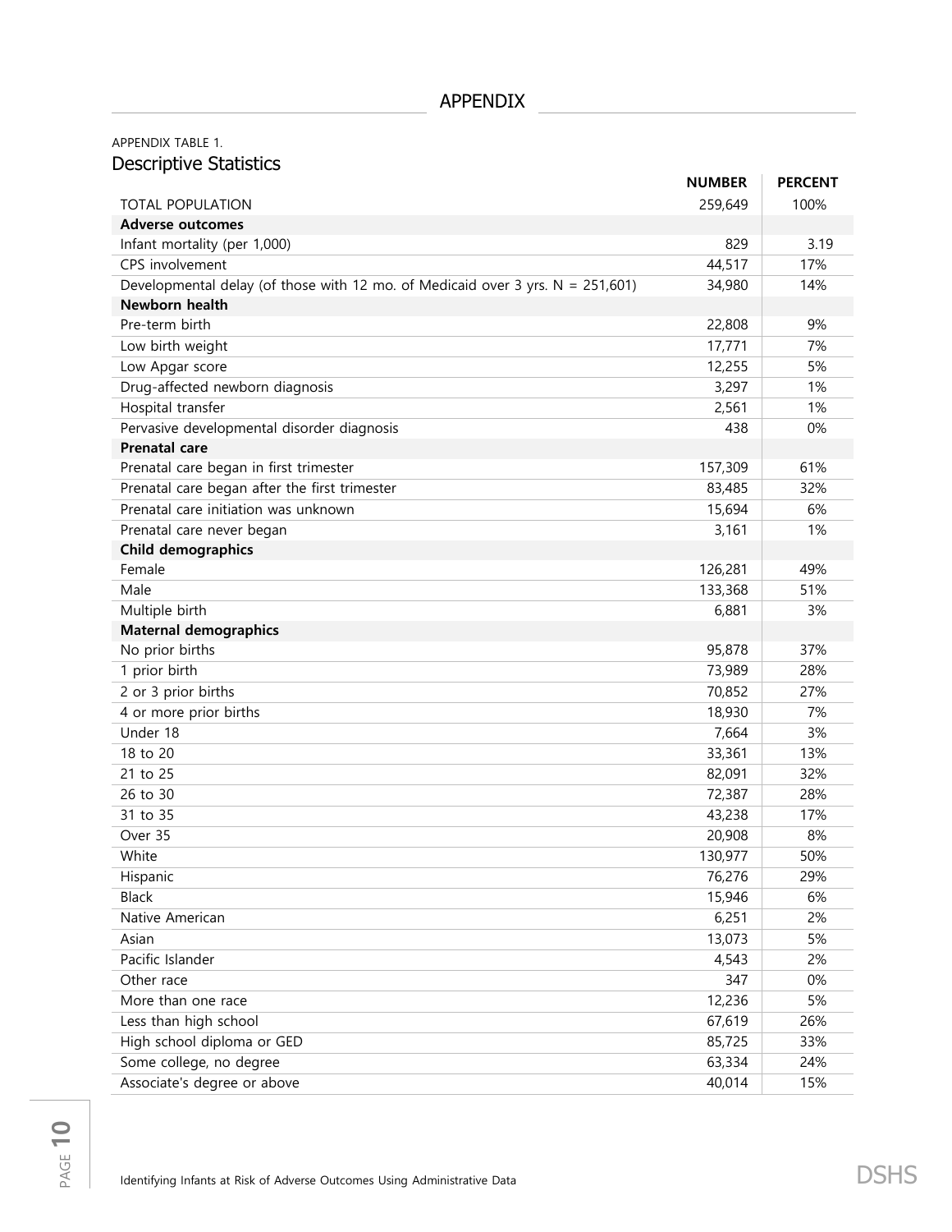# APPENDIX

APPENDIX TABLE 1.

## Descriptive Statistics

| | NUMBER | PERCENT |
|---|---|---|
| TOTAL POPULATION | 259,649 | 100% |
| **Adverse outcomes** | | |
| Infant mortality (per 1,000) | 829 | 3.19 |
| CPS involvement | 44,517 | 17% |
| Developmental delay (of those with 12 mo. of Medicaid over 3 yrs. N = 251,601) | 34,980 | 14% |
| **Newborn health** | | |
| Pre-term birth | 22,808 | 9% |
| Low birth weight | 17,771 | 7% |
| Low Apgar score | 12,255 | 5% |
| Drug-affected newborn diagnosis | 3,297 | 1% |
| Hospital transfer | 2,561 | 1% |
| Pervasive developmental disorder diagnosis | 438 | 0% |
| **Prenatal care** | | |
| Prenatal care began in first trimester | 157,309 | 61% |
| Prenatal care began after the first trimester | 83,485 | 32% |
| Prenatal care initiation was unknown | 15,694 | 6% |
| Prenatal care never began | 3,161 | 1% |
| **Child demographics** | | |
| Female | 126,281 | 49% |
| Male | 133,368 | 51% |
| Multiple birth | 6,881 | 3% |
| **Maternal demographics** | | |
| No prior births | 95,878 | 37% |
| 1 prior birth | 73,989 | 28% |
| 2 or 3 prior births | 70,852 | 27% |
| 4 or more prior births | 18,930 | 7% |
| Under 18 | 7,664 | 3% |
| 18 to 20 | 33,361 | 13% |
| 21 to 25 | 82,091 | 32% |
| 26 to 30 | 72,387 | 28% |
| 31 to 35 | 43,238 | 17% |
| Over 35 | 20,908 | 8% |
| White | 130,977 | 50% |
| Hispanic | 76,276 | 29% |
| Black | 15,946 | 6% |
| Native American | 6,251 | 2% |
| Asian | 13,073 | 5% |
| Pacific Islander | 4,543 | 2% |
| Other race | 347 | 0% |
| More than one race | 12,236 | 5% |
| Less than high school | 67,619 | 26% |
| High school diploma or GED | 85,725 | 33% |
| Some college, no degree | 63,334 | 24% |
| Associate's degree or above | 40,014 | 15% |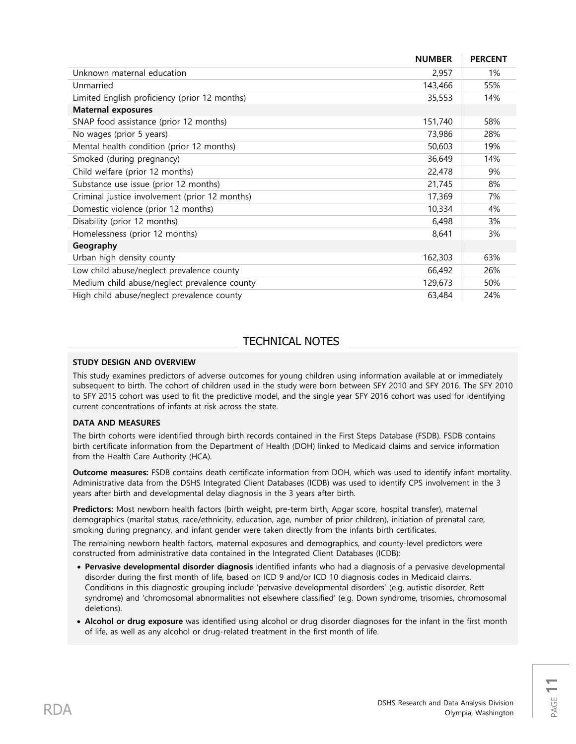| | NUMBER | PERCENT |
|---|---|---|
| Unknown maternal education | 2,957 | 1% |
| Unmarried | 143,466 | 55% |
| Limited English proficiency (prior 12 months) | 35,553 | 14% |
| **Maternal exposures** | | |
| SNAP food assistance (prior 12 months) | 151,740 | 58% |
| No wages (prior 5 years) | 73,986 | 28% |
| Mental health condition (prior 12 months) | 50,603 | 19% |
| Smoked (during pregnancy) | 36,649 | 14% |
| Child welfare (prior 12 months) | 22,478 | 9% |
| Substance use issue (prior 12 months) | 21,745 | 8% |
| Criminal justice involvement (prior 12 months) | 17,369 | 7% |
| Domestic violence (prior 12 months) | 10,334 | 4% |
| Disability (prior 12 months) | 6,498 | 3% |
| Homelessness (prior 12 months) | 8,641 | 3% |
| **Geography** | | |
| Urban high density county | 162,303 | 63% |
| Low child abuse/neglect prevalence county | 66,492 | 26% |
| Medium child abuse/neglect prevalence county | 129,673 | 50% |
| High child abuse/neglect prevalence county | 63,484 | 24% |

## TECHNICAL NOTES

### STUDY DESIGN AND OVERVIEW

This study examines predictors of adverse outcomes for young children using information available at or immediately subsequent to birth. The cohort of children used in the study were born between SFY 2010 and SFY 2016. The SFY 2010 to SFY 2015 cohort was used to fit the predictive model, and the single year SFY 2016 cohort was used for identifying current concentrations of infants at risk across the state.

### DATA AND MEASURES

The birth cohorts were identified through birth records contained in the First Steps Database (FSDB). FSDB contains birth certificate information from the Department of Health (DOH) linked to Medicaid claims and service information from the Health Care Authority (HCA).

**Outcome measures:** FSDB contains death certificate information from DOH, which was used to identify infant mortality. Administrative data from the DSHS Integrated Client Databases (ICDB) was used to identify CPS involvement in the 3 years after birth and developmental delay diagnosis in the 3 years after birth.

**Predictors:** Most newborn health factors (birth weight, pre-term birth, Apgar score, hospital transfer), maternal demographics (marital status, race/ethnicity, education, age, number of prior children), initiation of prenatal care, smoking during pregnancy, and infant gender were taken directly from the infants birth certificates.

The remaining newborn health factors, maternal exposures and demographics, and county-level predictors were constructed from administrative data contained in the Integrated Client Databases (ICDB):

- **Pervasive developmental disorder diagnosis** identified infants who had a diagnosis of a pervasive developmental disorder during the first month of life, based on ICD 9 and/or ICD 10 diagnosis codes in Medicaid claims. Conditions in this diagnostic grouping include 'pervasive developmental disorders' (e.g. autistic disorder, Rett syndrome) and 'chromosomal abnormalities not elsewhere classified' (e.g. Down syndrome, trisomies, chromosomal deletions).
- **Alcohol or drug exposure** was identified using alcohol or drug disorder diagnoses for the infant in the first month of life, as well as any alcohol or drug-related treatment in the first month of life.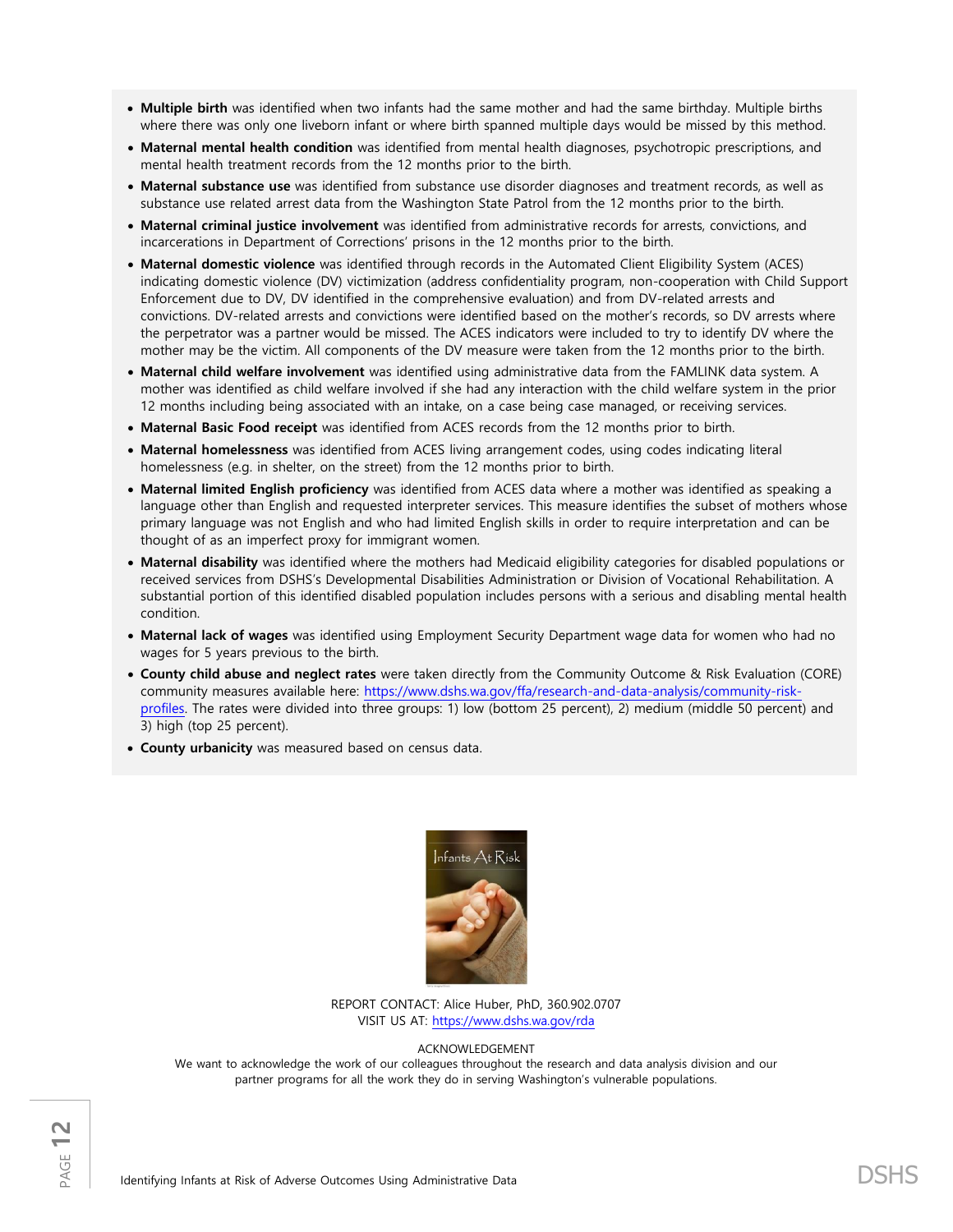- **Multiple birth** was identified when two infants had the same mother and had the same birthday. Multiple births where there was only one liveborn infant or where birth spanned multiple days would be missed by this method.
- **Maternal mental health condition** was identified from mental health diagnoses, psychotropic prescriptions, and mental health treatment records from the 12 months prior to the birth.
- **Maternal substance use** was identified from substance use disorder diagnoses and treatment records, as well as substance use related arrest data from the Washington State Patrol from the 12 months prior to the birth.
- **Maternal criminal justice involvement** was identified from administrative records for arrests, convictions, and incarcerations in Department of Corrections' prisons in the 12 months prior to the birth.
- **Maternal domestic violence** was identified through records in the Automated Client Eligibility System (ACES) indicating domestic violence (DV) victimization (address confidentiality program, non-cooperation with Child Support Enforcement due to DV, DV identified in the comprehensive evaluation) and from DV-related arrests and convictions. DV-related arrests and convictions were identified based on the mother's records, so DV arrests where the perpetrator was a partner would be missed. The ACES indicators were included to try to identify DV where the mother may be the victim. All components of the DV measure were taken from the 12 months prior to the birth.
- **Maternal child welfare involvement** was identified using administrative data from the FAMLINK data system. A mother was identified as child welfare involved if she had any interaction with the child welfare system in the prior 12 months including being associated with an intake, on a case being case managed, or receiving services.
- **Maternal Basic Food receipt** was identified from ACES records from the 12 months prior to birth.
- **Maternal homelessness** was identified from ACES living arrangement codes, using codes indicating literal homelessness (e.g. in shelter, on the street) from the 12 months prior to birth.
- **Maternal limited English proficiency** was identified from ACES data where a mother was identified as speaking a language other than English and requested interpreter services. This measure identifies the subset of mothers whose primary language was not English and who had limited English skills in order to require interpretation and can be thought of as an imperfect proxy for immigrant women.
- **Maternal disability** was identified where the mothers had Medicaid eligibility categories for disabled populations or received services from DSHS's Developmental Disabilities Administration or Division of Vocational Rehabilitation. A substantial portion of this identified disabled population includes persons with a serious and disabling mental health condition.
- **Maternal lack of wages** was identified using Employment Security Department wage data for women who had no wages for 5 years previous to the birth.
- **County child abuse and neglect rates** were taken directly from the Community Outcome & Risk Evaluation (CORE) community measures available here: https://www.dshs.wa.gov/ffa/research-and-data-analysis/community-risk-profiles. The rates were divided into three groups: 1) low (bottom 25 percent), 2) medium (middle 50 percent) and 3) high (top 25 percent).
- **County urbanicity** was measured based on census data.

Infants At Risk

REPORT CONTACT: Alice Huber, PhD, 360.902.0707
VISIT US AT: https://www.dshs.wa.gov/rda

ACKNOWLEDGEMENT
We want to acknowledge the work of our colleagues throughout the research and data analysis division and our partner programs for all the work they do in serving Washington's vulnerable populations.